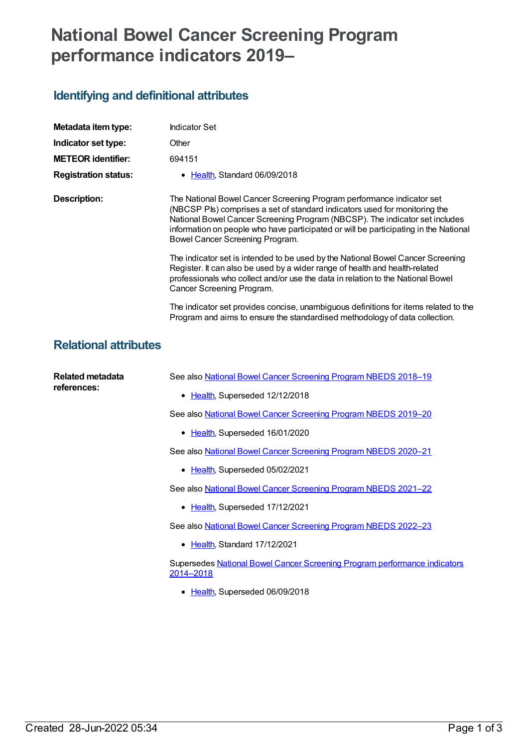# National Bowel Cancer Screening Program performance indicators 2019–

## Identifying and definitional attributes

**Metadata item type:** Indicator Set

**Indicator set type:** Other

**METEOR identifier:** 694151

**Registration status:**

- Health, Standard 06/09/2018

**Description:**

The National Bowel Cancer Screening Program performance indicator set (NBCSP PIs) comprises a set of standard indicators used for monitoring the National Bowel Cancer Screening Program (NBCSP). The indicator set includes information on people who have participated or will be participating in the National Bowel Cancer Screening Program.

The indicator set is intended to be used by the National Bowel Cancer Screening Register. It can also be used by a wider range of health and health-related professionals who collect and/or use the data in relation to the National Bowel Cancer Screening Program.

The indicator set provides concise, unambiguous definitions for items related to the Program and aims to ensure the standardised methodology of data collection.

## Relational attributes

**Related metadata references:**

See also National Bowel Cancer Screening Program NBEDS 2018–19

- Health, Superseded 12/12/2018

See also National Bowel Cancer Screening Program NBEDS 2019–20

- Health, Superseded 16/01/2020

See also National Bowel Cancer Screening Program NBEDS 2020–21

- Health, Superseded 05/02/2021

See also National Bowel Cancer Screening Program NBEDS 2021–22

- Health, Superseded 17/12/2021

See also National Bowel Cancer Screening Program NBEDS 2022–23

- Health, Standard 17/12/2021

Supersedes National Bowel Cancer Screening Program performance indicators 2014–2018

- Health, Superseded 06/09/2018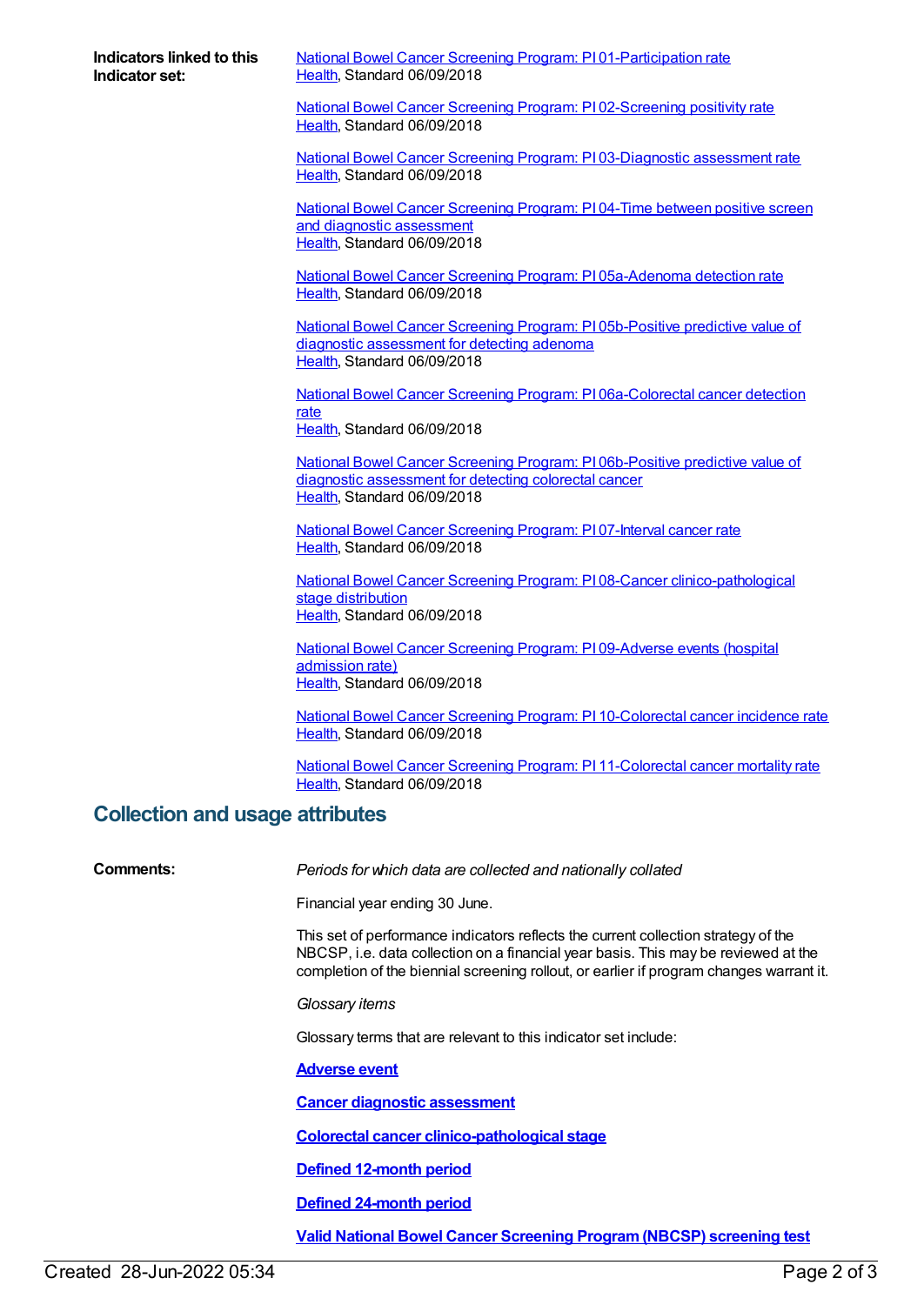**Indicators linked to this Indicator set:**

National Bowel Cancer Screening Program: PI 01-Participation rate
Health, Standard 06/09/2018

National Bowel Cancer Screening Program: PI 02-Screening positivity rate
Health, Standard 06/09/2018

National Bowel Cancer Screening Program: PI 03-Diagnostic assessment rate
Health, Standard 06/09/2018

National Bowel Cancer Screening Program: PI 04-Time between positive screen and diagnostic assessment
Health, Standard 06/09/2018

National Bowel Cancer Screening Program: PI 05a-Adenoma detection rate
Health, Standard 06/09/2018

National Bowel Cancer Screening Program: PI 05b-Positive predictive value of diagnostic assessment for detecting adenoma
Health, Standard 06/09/2018

National Bowel Cancer Screening Program: PI 06a-Colorectal cancer detection rate
Health, Standard 06/09/2018

National Bowel Cancer Screening Program: PI 06b-Positive predictive value of diagnostic assessment for detecting colorectal cancer
Health, Standard 06/09/2018

National Bowel Cancer Screening Program: PI 07-Interval cancer rate
Health, Standard 06/09/2018

National Bowel Cancer Screening Program: PI 08-Cancer clinico-pathological stage distribution
Health, Standard 06/09/2018

National Bowel Cancer Screening Program: PI 09-Adverse events (hospital admission rate)
Health, Standard 06/09/2018

National Bowel Cancer Screening Program: PI 10-Colorectal cancer incidence rate
Health, Standard 06/09/2018

National Bowel Cancer Screening Program: PI 11-Colorectal cancer mortality rate
Health, Standard 06/09/2018

## Collection and usage attributes

**Comments:**

*Periods for which data are collected and nationally collated*

Financial year ending 30 June.

This set of performance indicators reflects the current collection strategy of the NBCSP, i.e. data collection on a financial year basis. This may be reviewed at the completion of the biennial screening rollout, or earlier if program changes warrant it.

*Glossary items*

Glossary terms that are relevant to this indicator set include:

**Adverse event**

**Cancer diagnostic assessment**

**Colorectal cancer clinico-pathological stage**

**Defined 12-month period**

**Defined 24-month period**

**Valid National Bowel Cancer Screening Program (NBCSP) screening test**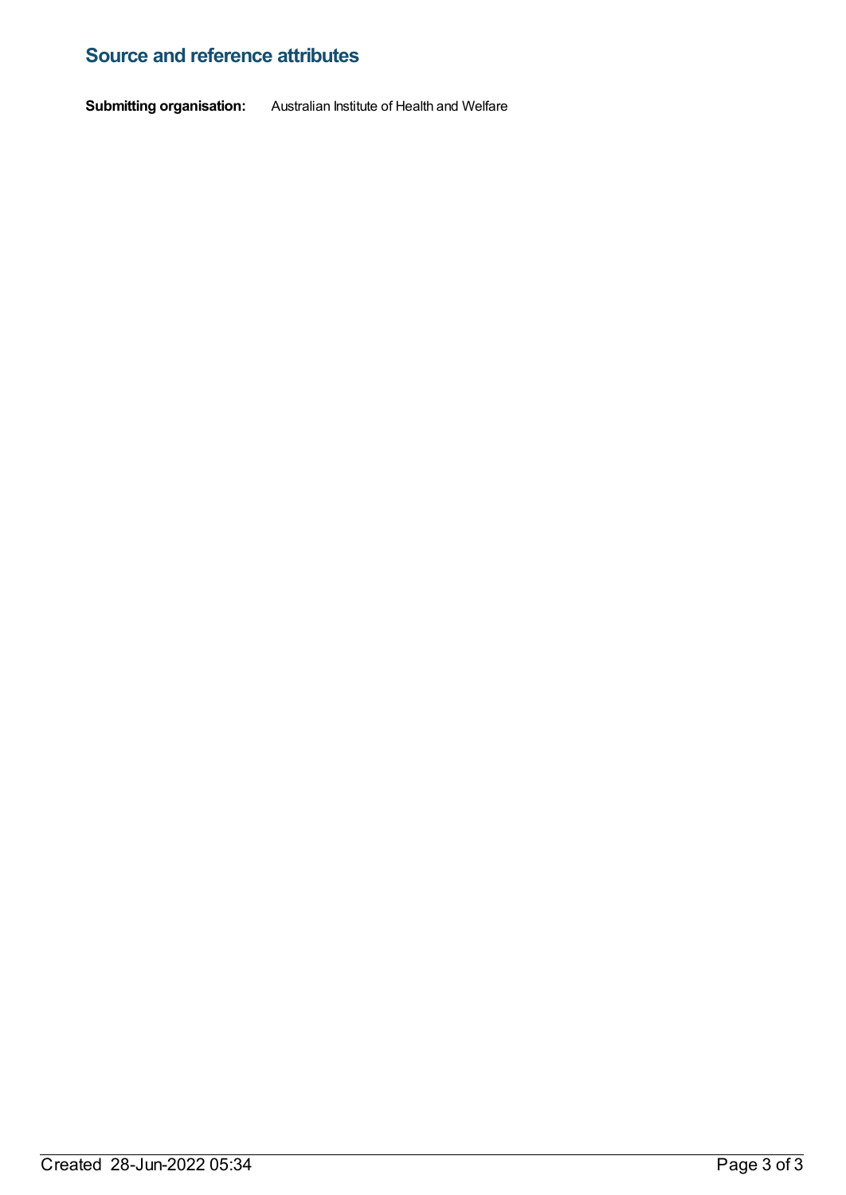## Source and reference attributes

**Submitting organisation:** Australian Institute of Health and Welfare